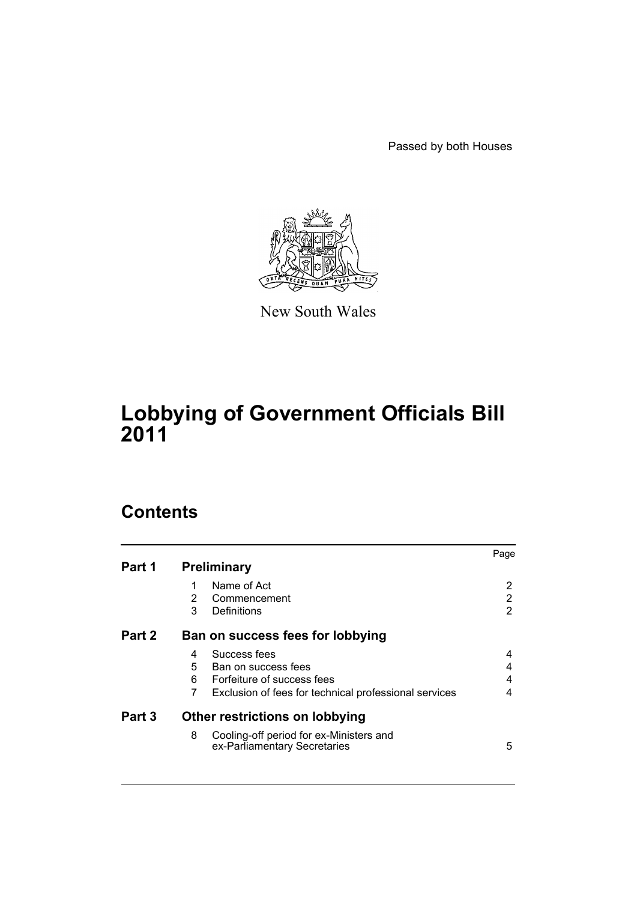Passed by both Houses

New South Wales

# Lobbying of Government Officials Bill 2011

## Contents

| | | | Page |
|---|---|---|---|
| **Part 1** | **Preliminary** | | |
| | 1 | Name of Act | 2 |
| | 2 | Commencement | 2 |
| | 3 | Definitions | 2 |
| **Part 2** | **Ban on success fees for lobbying** | | |
| | 4 | Success fees | 4 |
| | 5 | Ban on success fees | 4 |
| | 6 | Forfeiture of success fees | 4 |
| | 7 | Exclusion of fees for technical professional services | 4 |
| **Part 3** | **Other restrictions on lobbying** | | |
| | 8 | Cooling-off period for ex-Ministers and ex-Parliamentary Secretaries | 5 |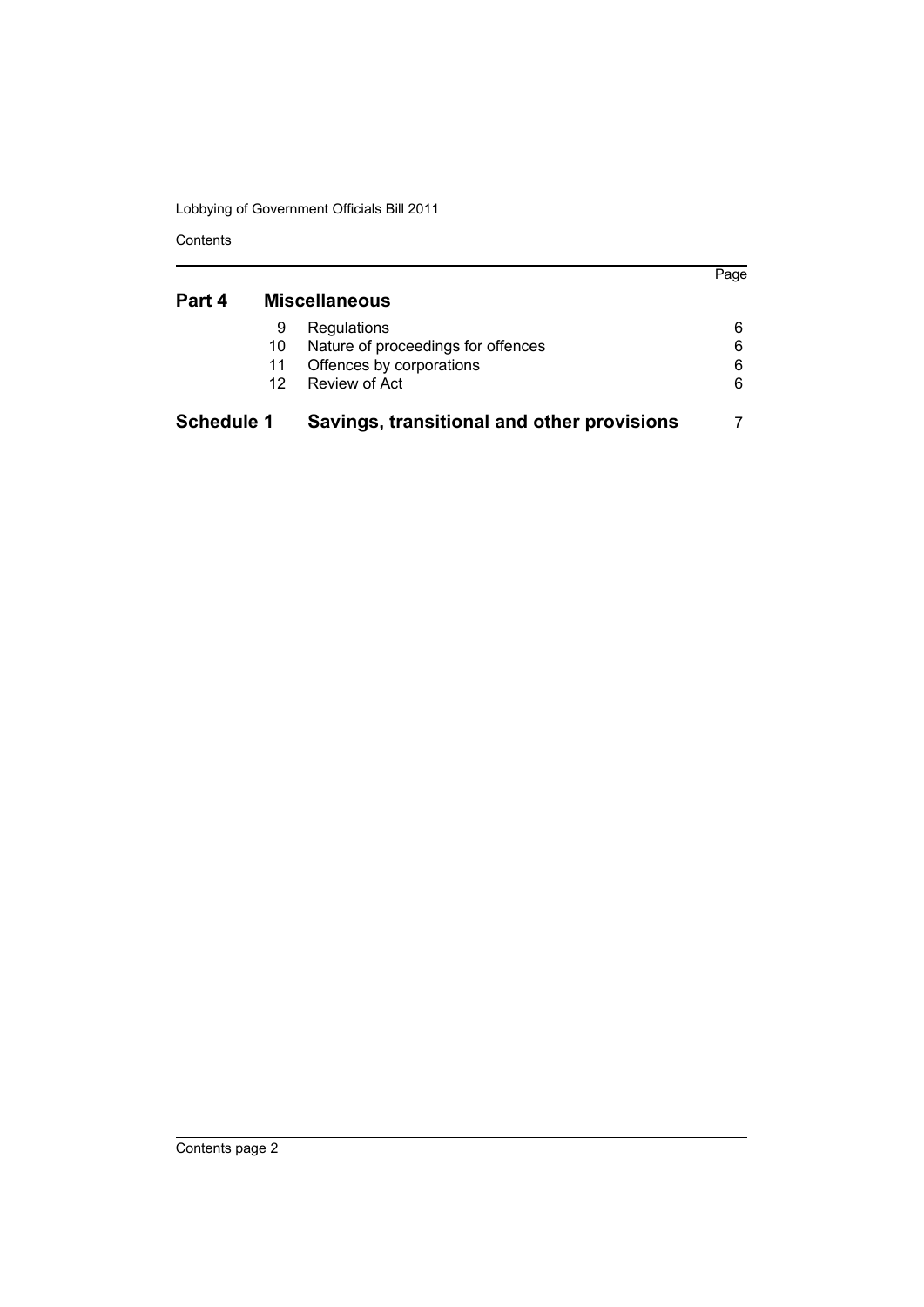| | | | Page |
|---|---|---|---|
| **Part 4** | | **Miscellaneous** | |
| | 9 | Regulations | 6 |
| | 10 | Nature of proceedings for offences | 6 |
| | 11 | Offences by corporations | 6 |
| | 12 | Review of Act | 6 |
| **Schedule 1** | | **Savings, transitional and other provisions** | 7 |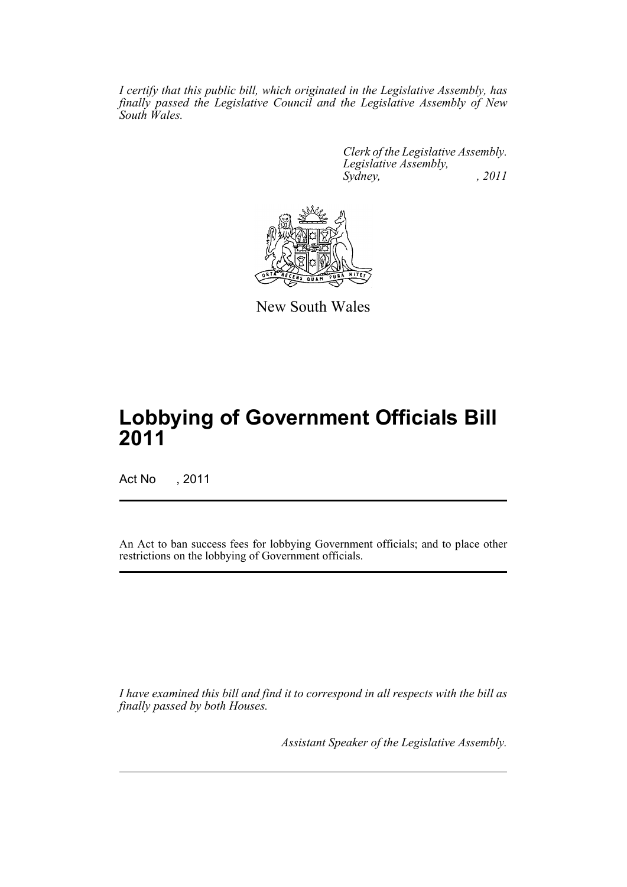*I certify that this public bill, which originated in the Legislative Assembly, has finally passed the Legislative Council and the Legislative Assembly of New South Wales.*

*Clerk of the Legislative Assembly.*
*Legislative Assembly,*
*Sydney, , 2011*

New South Wales

# Lobbying of Government Officials Bill 2011

Act No , 2011

An Act to ban success fees for lobbying Government officials; and to place other restrictions on the lobbying of Government officials.

*I have examined this bill and find it to correspond in all respects with the bill as finally passed by both Houses.*

*Assistant Speaker of the Legislative Assembly.*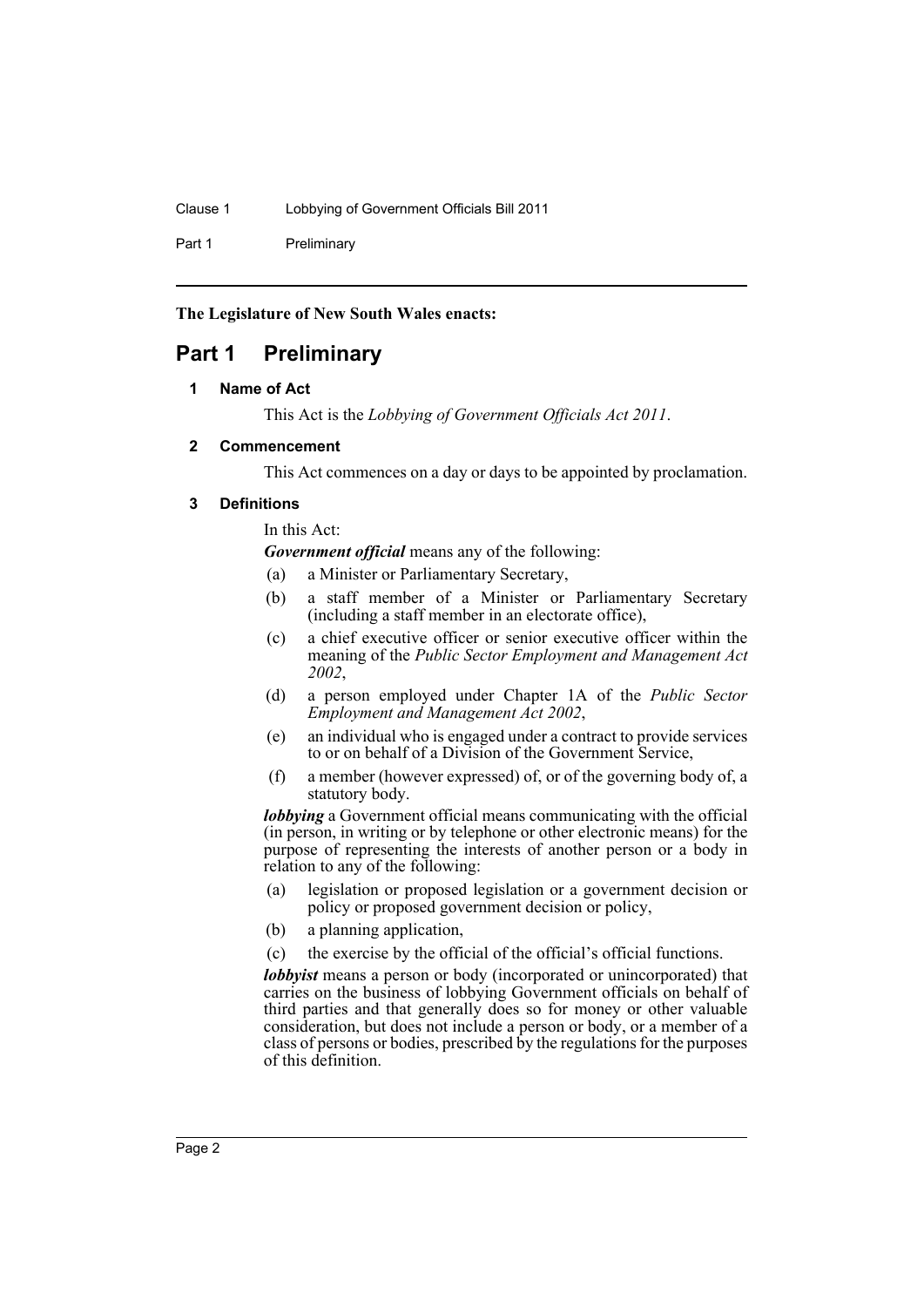**The Legislature of New South Wales enacts:**

# Part 1 Preliminary

## 1 Name of Act

This Act is the *Lobbying of Government Officials Act 2011*.

## 2 Commencement

This Act commences on a day or days to be appointed by proclamation.

## 3 Definitions

In this Act:

***Government official*** means any of the following:

(a) a Minister or Parliamentary Secretary,

(b) a staff member of a Minister or Parliamentary Secretary (including a staff member in an electorate office),

(c) a chief executive officer or senior executive officer within the meaning of the *Public Sector Employment and Management Act 2002*,

(d) a person employed under Chapter 1A of the *Public Sector Employment and Management Act 2002*,

(e) an individual who is engaged under a contract to provide services to or on behalf of a Division of the Government Service,

(f) a member (however expressed) of, or of the governing body of, a statutory body.

***lobbying*** a Government official means communicating with the official (in person, in writing or by telephone or other electronic means) for the purpose of representing the interests of another person or a body in relation to any of the following:

(a) legislation or proposed legislation or a government decision or policy or proposed government decision or policy,

(b) a planning application,

(c) the exercise by the official of the official's official functions.

***lobbyist*** means a person or body (incorporated or unincorporated) that carries on the business of lobbying Government officials on behalf of third parties and that generally does so for money or other valuable consideration, but does not include a person or body, or a member of a class of persons or bodies, prescribed by the regulations for the purposes of this definition.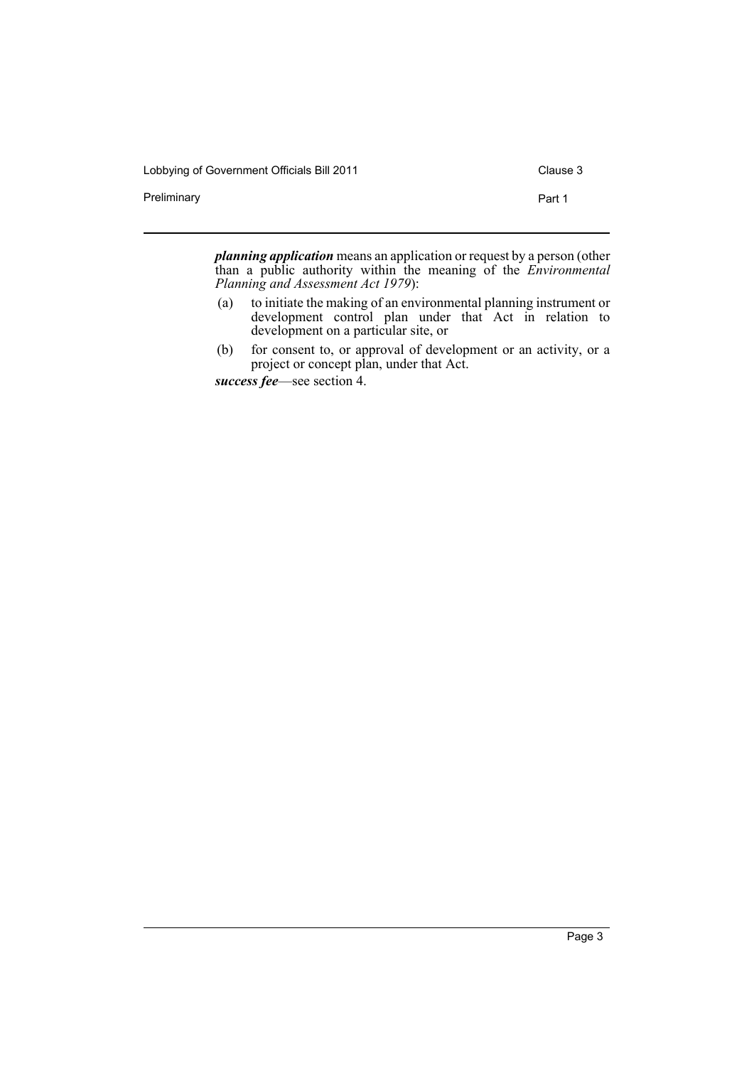***planning application*** means an application or request by a person (other than a public authority within the meaning of the *Environmental Planning and Assessment Act 1979*):

(a) to initiate the making of an environmental planning instrument or development control plan under that Act in relation to development on a particular site, or

(b) for consent to, or approval of development or an activity, or a project or concept plan, under that Act.

***success fee***—see section 4.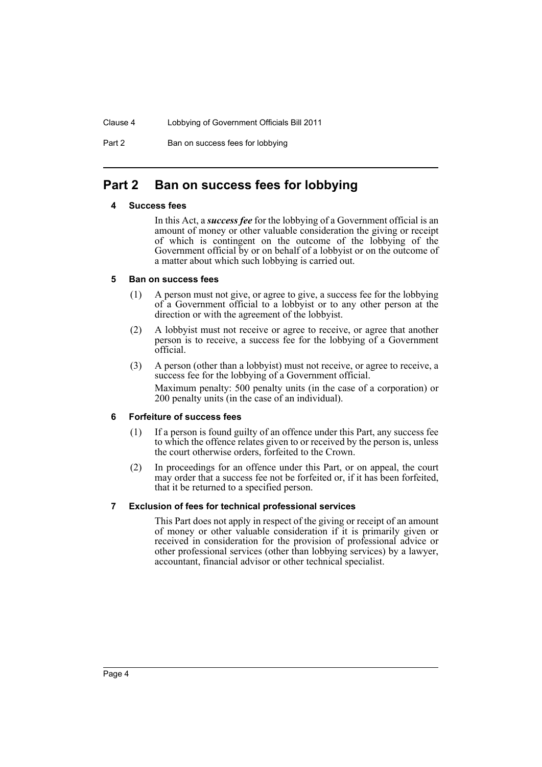# Part 2 Ban on success fees for lobbying

### 4 Success fees

In this Act, a ***success fee*** for the lobbying of a Government official is an amount of money or other valuable consideration the giving or receipt of which is contingent on the outcome of the lobbying of the Government official by or on behalf of a lobbyist or on the outcome of a matter about which such lobbying is carried out.

### 5 Ban on success fees

(1) A person must not give, or agree to give, a success fee for the lobbying of a Government official to a lobbyist or to any other person at the direction or with the agreement of the lobbyist.

(2) A lobbyist must not receive or agree to receive, or agree that another person is to receive, a success fee for the lobbying of a Government official.

(3) A person (other than a lobbyist) must not receive, or agree to receive, a success fee for the lobbying of a Government official.

Maximum penalty: 500 penalty units (in the case of a corporation) or 200 penalty units (in the case of an individual).

### 6 Forfeiture of success fees

(1) If a person is found guilty of an offence under this Part, any success fee to which the offence relates given to or received by the person is, unless the court otherwise orders, forfeited to the Crown.

(2) In proceedings for an offence under this Part, or on appeal, the court may order that a success fee not be forfeited or, if it has been forfeited, that it be returned to a specified person.

### 7 Exclusion of fees for technical professional services

This Part does not apply in respect of the giving or receipt of an amount of money or other valuable consideration if it is primarily given or received in consideration for the provision of professional advice or other professional services (other than lobbying services) by a lawyer, accountant, financial advisor or other technical specialist.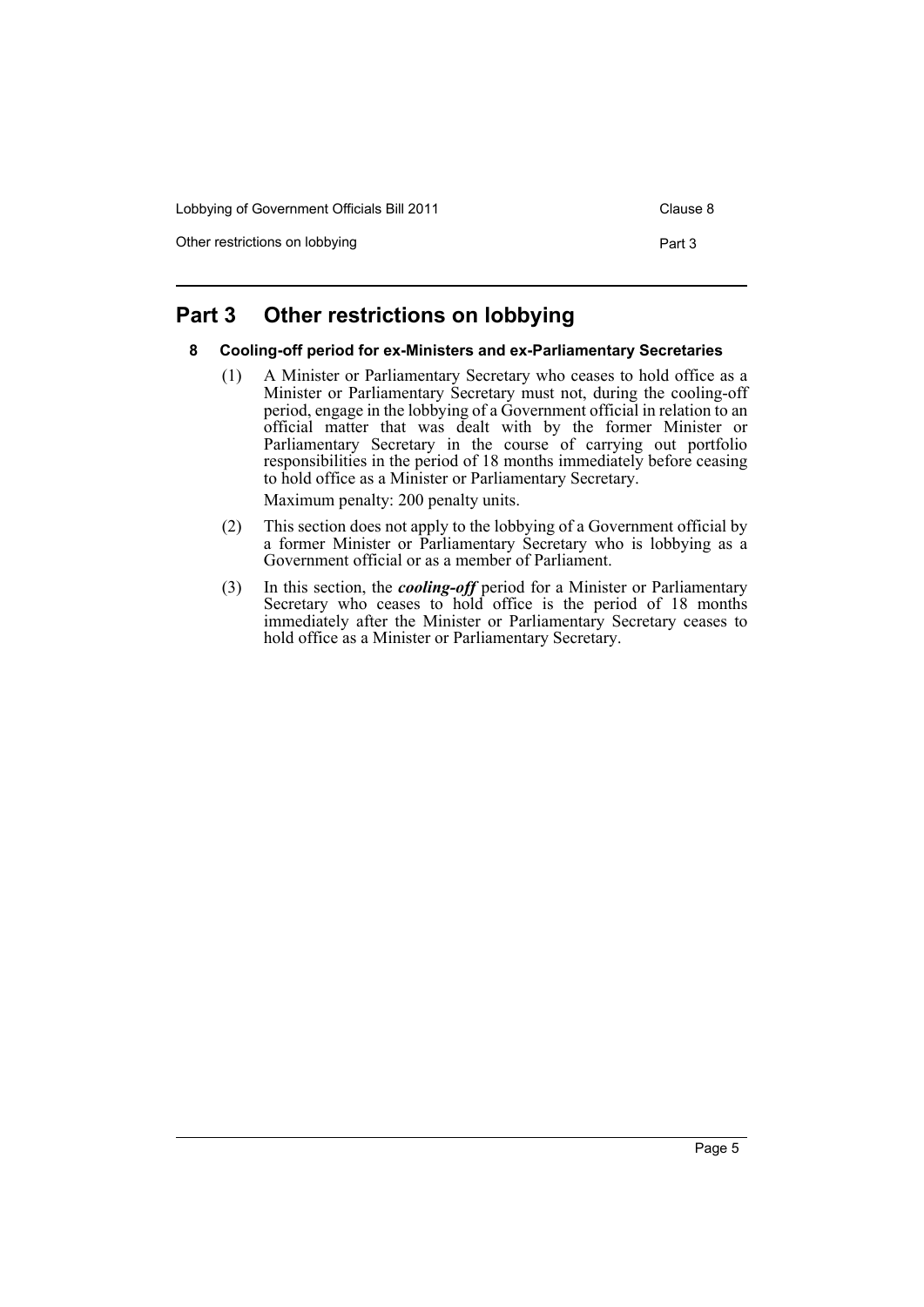# Part 3 Other restrictions on lobbying

## 8 Cooling-off period for ex-Ministers and ex-Parliamentary Secretaries

(1) A Minister or Parliamentary Secretary who ceases to hold office as a Minister or Parliamentary Secretary must not, during the cooling-off period, engage in the lobbying of a Government official in relation to an official matter that was dealt with by the former Minister or Parliamentary Secretary in the course of carrying out portfolio responsibilities in the period of 18 months immediately before ceasing to hold office as a Minister or Parliamentary Secretary.

Maximum penalty: 200 penalty units.

(2) This section does not apply to the lobbying of a Government official by a former Minister or Parliamentary Secretary who is lobbying as a Government official or as a member of Parliament.

(3) In this section, the ***cooling-off*** period for a Minister or Parliamentary Secretary who ceases to hold office is the period of 18 months immediately after the Minister or Parliamentary Secretary ceases to hold office as a Minister or Parliamentary Secretary.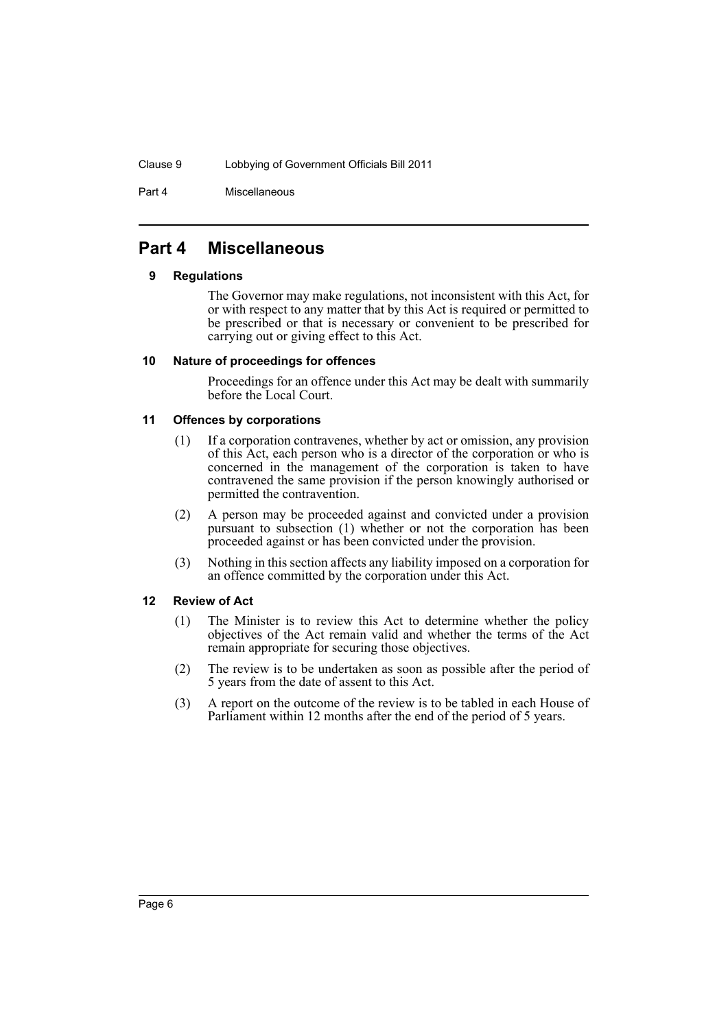# Part 4 Miscellaneous

## 9 Regulations

The Governor may make regulations, not inconsistent with this Act, for or with respect to any matter that by this Act is required or permitted to be prescribed or that is necessary or convenient to be prescribed for carrying out or giving effect to this Act.

## 10 Nature of proceedings for offences

Proceedings for an offence under this Act may be dealt with summarily before the Local Court.

## 11 Offences by corporations

(1) If a corporation contravenes, whether by act or omission, any provision of this Act, each person who is a director of the corporation or who is concerned in the management of the corporation is taken to have contravened the same provision if the person knowingly authorised or permitted the contravention.

(2) A person may be proceeded against and convicted under a provision pursuant to subsection (1) whether or not the corporation has been proceeded against or has been convicted under the provision.

(3) Nothing in this section affects any liability imposed on a corporation for an offence committed by the corporation under this Act.

## 12 Review of Act

(1) The Minister is to review this Act to determine whether the policy objectives of the Act remain valid and whether the terms of the Act remain appropriate for securing those objectives.

(2) The review is to be undertaken as soon as possible after the period of 5 years from the date of assent to this Act.

(3) A report on the outcome of the review is to be tabled in each House of Parliament within 12 months after the end of the period of 5 years.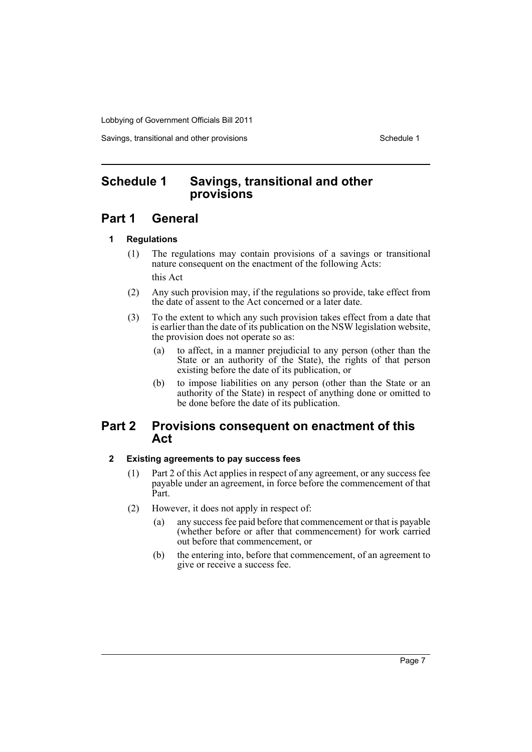# Schedule 1 Savings, transitional and other provisions

## Part 1 General

### 1 Regulations

(1) The regulations may contain provisions of a savings or transitional nature consequent on the enactment of the following Acts:

this Act

(2) Any such provision may, if the regulations so provide, take effect from the date of assent to the Act concerned or a later date.

(3) To the extent to which any such provision takes effect from a date that is earlier than the date of its publication on the NSW legislation website, the provision does not operate so as:

(a) to affect, in a manner prejudicial to any person (other than the State or an authority of the State), the rights of that person existing before the date of its publication, or

(b) to impose liabilities on any person (other than the State or an authority of the State) in respect of anything done or omitted to be done before the date of its publication.

## Part 2 Provisions consequent on enactment of this Act

### 2 Existing agreements to pay success fees

(1) Part 2 of this Act applies in respect of any agreement, or any success fee payable under an agreement, in force before the commencement of that Part.

(2) However, it does not apply in respect of:

(a) any success fee paid before that commencement or that is payable (whether before or after that commencement) for work carried out before that commencement, or

(b) the entering into, before that commencement, of an agreement to give or receive a success fee.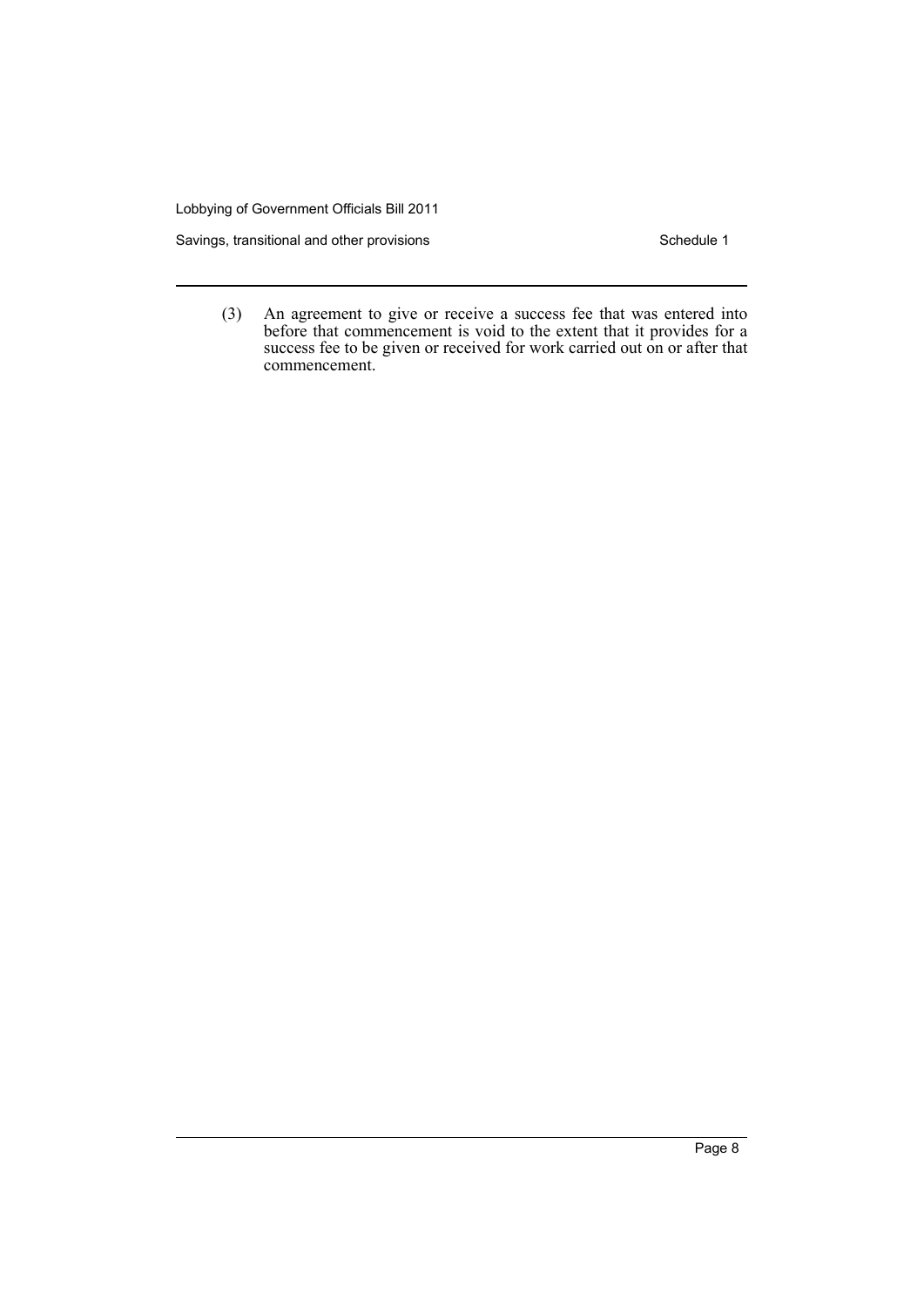(3) An agreement to give or receive a success fee that was entered into before that commencement is void to the extent that it provides for a success fee to be given or received for work carried out on or after that commencement.